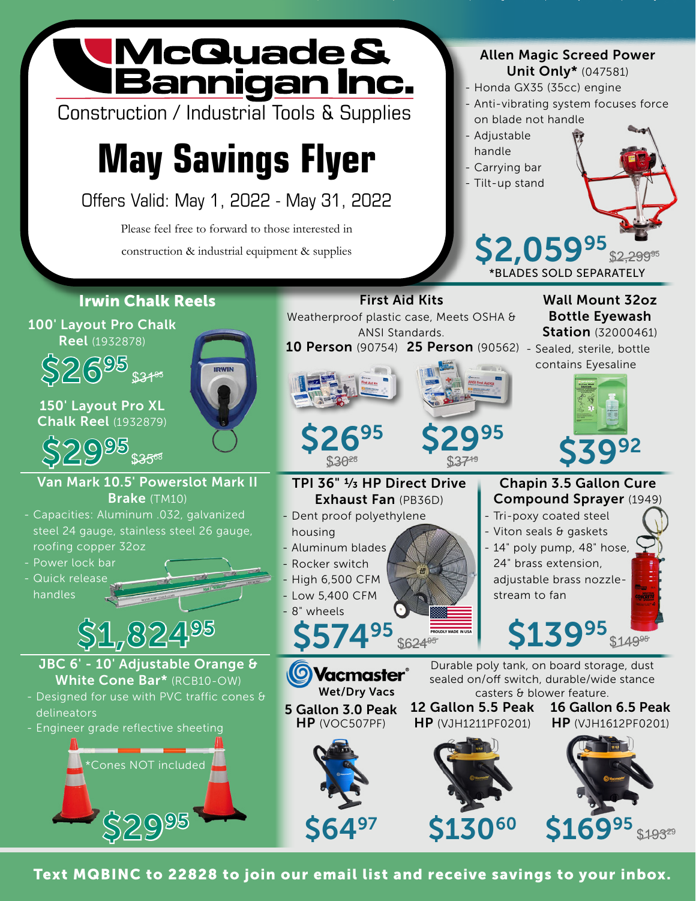# McQuade & Bannigan Inc.

Construction / Industrial Tools & Supplies

## May Savings Flyer

Offers Valid: May 1, 2022 - May 31, 2022

Please feel free to forward to those interested in construction & industrial equipment & supplies

### Allen Magic Screed Power Unit Only* (047581)

- Honda GX35 (35cc) engine
- Anti-vibrating system focuses force on blade not handle
- Adjustable handle
- Carrying bar
- Tilt-up stand

**$2,059.95** ~~$2,299.95~~

*BLADES SOLD SEPARATELY

### Irwin Chalk Reels

**100' Layout Pro Chalk Reel** (1932878)

**$26.95** ~~$31.95~~

**150' Layout Pro XL Chalk Reel** (1932879)

**$29.95** ~~$35.68~~

### First Aid Kits

Weatherproof plastic case, Meets OSHA & ANSI Standards.

**10 Person** (90754) **$26.95** ~~$30.28~~

**25 Person** (90562) **$29.95** ~~$37.19~~

### Wall Mount 32oz Bottle Eyewash Station (32000461)

- Sealed, sterile, bottle contains Eyesaline

**$39.92**

### Van Mark 10.5' Powerslot Mark II Brake (TM10)

- Capacities: Aluminum .032, galvanized steel 24 gauge, stainless steel 26 gauge, roofing copper 32oz
- Power lock bar
- Quick release handles

**$1,824.95**

### TPI 36" ⅓ HP Direct Drive Exhaust Fan (PB36D)

- Dent proof polyethylene housing
- Aluminum blades
- Rocker switch
- High 6,500 CFM
- Low 5,400 CFM
- 8" wheels

PROUDLY MADE IN USA

**$574.95** ~~$624.95~~

### Chapin 3.5 Gallon Cure Compound Sprayer (1949)

- Tri-poxy coated steel
- Viton seals & gaskets
- 14" poly pump, 48" hose, 24" brass extension, adjustable brass nozzle- stream to fan

**$139.95** ~~$149.95~~

### JBC 6' - 10' Adjustable Orange & White Cone Bar* (RCB10-OW)

- Designed for use with PVC traffic cones & delineators
- Engineer grade reflective sheeting

*Cones NOT included

**$29.95**

### Vacmaster Wet/Dry Vacs

Durable poly tank, on board storage, dust sealed on/off switch, durable/wide stance casters & blower feature.

**5 Gallon 3.0 Peak HP** (VOC507PF) **$64.97**

**12 Gallon 5.5 Peak HP** (VJH1211PF0201) **$130.60**

**16 Gallon 6.5 Peak HP** (VJH1612PF0201) **$169.95** ~~$193.29~~

**Text MQBINC to 22828 to join our email list and receive savings to your inbox.**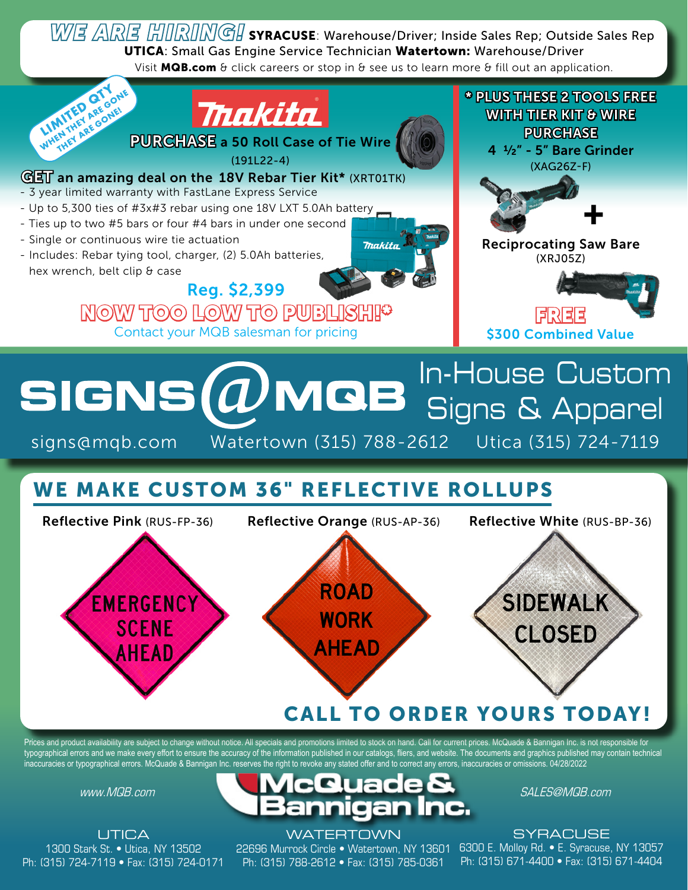**WE ARE HIRING!** **SYRACUSE**: Warehouse/Driver; Inside Sales Rep; Outside Sales Rep
**UTICA**: Small Gas Engine Service Technician **Watertown:** Warehouse/Driver
Visit **MQB.com** & click careers or stop in & see us to learn more & fill out an application.

LIMITED QTY
WHEN THEY ARE GONE
THEY ARE GONE!

## Makita

**PURCHASE a 50 Roll Case of Tie Wire**
(191L22-4)

**GET an amazing deal on the 18V Rebar Tier Kit*** (XRT01TK)

- 3 year limited warranty with FastLane Express Service
- Up to 5,300 ties of #3x#3 rebar using one 18V LXT 5.0Ah battery
- Ties up to two #5 bars or four #4 bars in under one second
- Single or continuous wire tie actuation
- Includes: Rebar tying tool, charger, (2) 5.0Ah batteries, hex wrench, belt clip & case

**Reg. $2,399**

**NOW TOO LOW TO PUBLISH!\***

Contact your MQB salesman for pricing

**\* PLUS THESE 2 TOOLS FREE WITH TIER KIT & WIRE PURCHASE**

**4 ½" - 5" Bare Grinder**
(XAG26Z-F)

+

**Reciprocating Saw Bare**
(XRJ05Z)

**FREE**
**$300 Combined Value**

## SIGNS@MQB

In-House Custom Signs & Apparel

signs@mqb.com Watertown (315) 788-2612 Utica (315) 724-7119

## WE MAKE CUSTOM 36" REFLECTIVE ROLLUPS

**Reflective Pink** (RUS-FP-36) — EMERGENCY SCENE AHEAD

**Reflective Orange** (RUS-AP-36) — ROAD WORK AHEAD

**Reflective White** (RUS-BP-36) — SIDEWALK CLOSED

**CALL TO ORDER YOURS TODAY!**

Prices and product availability are subject to change without notice. All specials and promotions limited to stock on hand. Call for current prices. McQuade & Bannigan Inc. is not responsible for typographical errors and we make every effort to ensure the accuracy of the information published in our catalogs, fliers, and website. The documents and graphics published may contain technical inaccuracies or typographical errors. McQuade & Bannigan Inc. reserves the right to revoke any stated offer and to correct any errors, inaccuracies or omissions. 04/28/2022

www.MQB.com **McQuade & Bannigan Inc.** SALES@MQB.com

**UTICA**
1300 Stark St. • Utica, NY 13502
Ph: (315) 724-7119 • Fax: (315) 724-0171

**WATERTOWN**
22696 Murrock Circle • Watertown, NY 13601
Ph: (315) 788-2612 • Fax: (315) 785-0361

**SYRACUSE**
6300 E. Molloy Rd. • E. Syracuse, NY 13057
Ph: (315) 671-4400 • Fax: (315) 671-4404